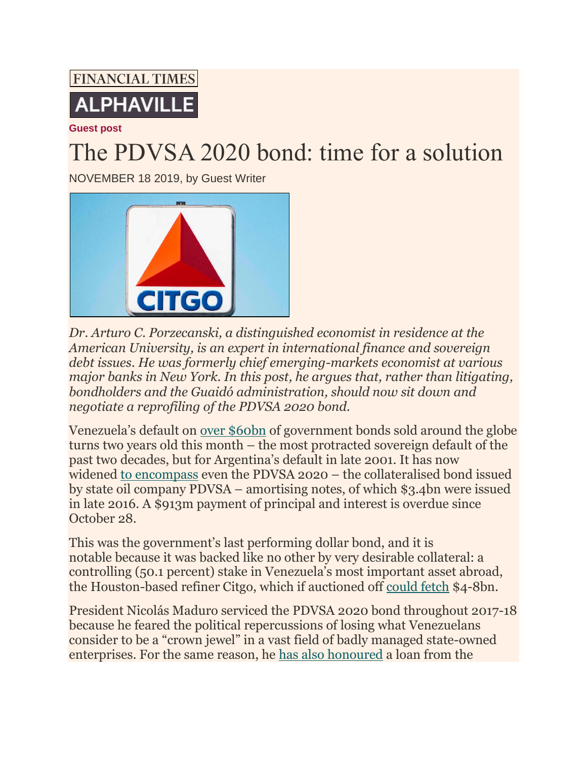FINANCIAL TIMES

ALPHAVILLE

**Guest post**

# The PDVSA 2020 bond: time for a solution

NOVEMBER 18 2019, by Guest Writer

*Dr. Arturo C. Porzecanski, a distinguished economist in residence at the American University, is an expert in international finance and sovereign debt issues. He was formerly chief emerging-markets economist at various major banks in New York. In this post, he argues that, rather than litigating, bondholders and the Guaidó administration, should now sit down and negotiate a reprofiling of the PDVSA 2020 bond.*

Venezuela's default on over $60bn of government bonds sold around the globe turns two years old this month – the most protracted sovereign default of the past two decades, but for Argentina's default in late 2001. It has now widened to encompass even the PDVSA 2020 – the collateralised bond issued by state oil company PDVSA – amortising notes, of which $3.4bn were issued in late 2016. A $913m payment of principal and interest is overdue since October 28.

This was the government's last performing dollar bond, and it is notable because it was backed like no other by very desirable collateral: a controlling (50.1 percent) stake in Venezuela's most important asset abroad, the Houston-based refiner Citgo, which if auctioned off could fetch $4-8bn.

President Nicolás Maduro serviced the PDVSA 2020 bond throughout 2017-18 because he feared the political repercussions of losing what Venezuelans consider to be a "crown jewel" in a vast field of badly managed state-owned enterprises. For the same reason, he has also honoured a loan from the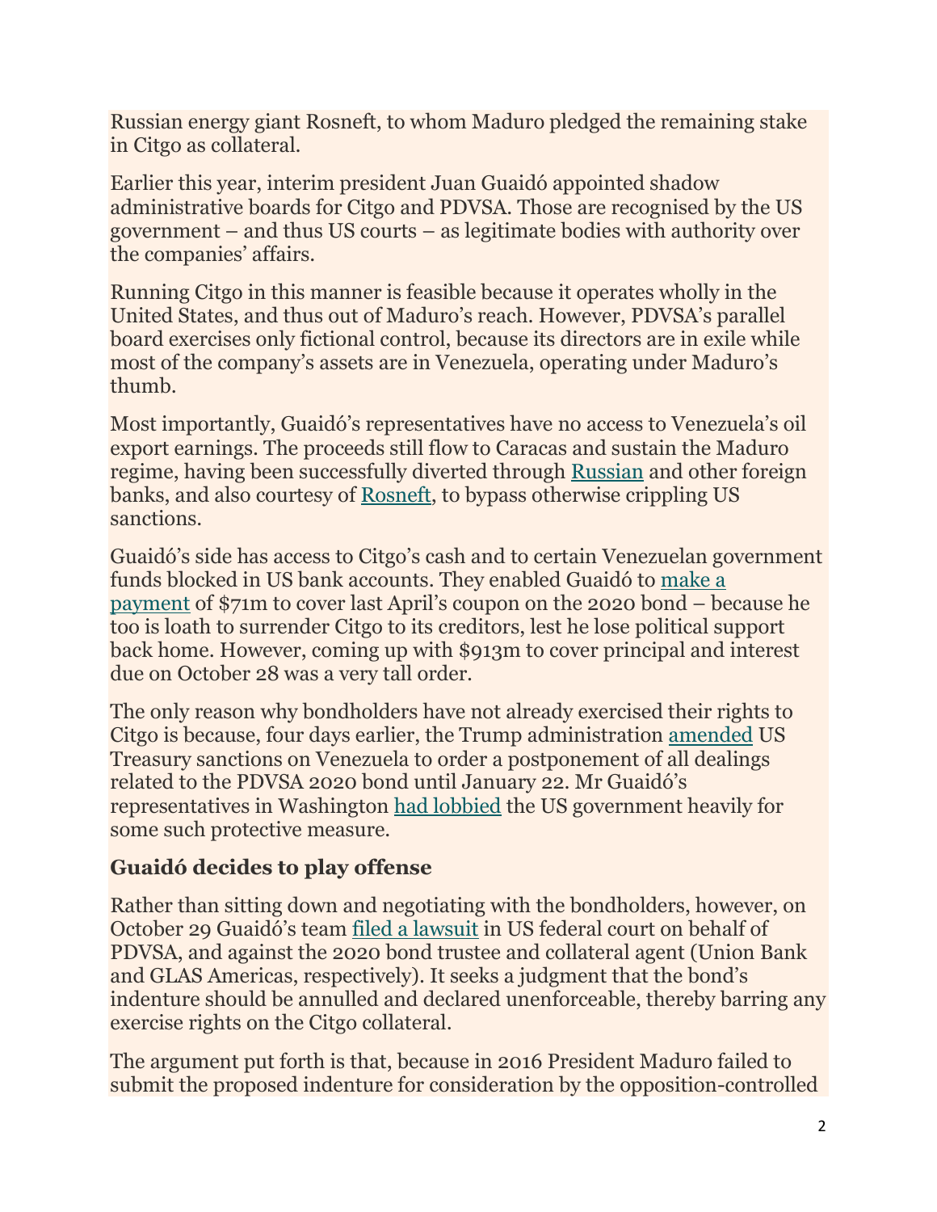Russian energy giant Rosneft, to whom Maduro pledged the remaining stake in Citgo as collateral.

Earlier this year, interim president Juan Guaidó appointed shadow administrative boards for Citgo and PDVSA. Those are recognised by the US government – and thus US courts – as legitimate bodies with authority over the companies' affairs.

Running Citgo in this manner is feasible because it operates wholly in the United States, and thus out of Maduro's reach. However, PDVSA's parallel board exercises only fictional control, because its directors are in exile while most of the company's assets are in Venezuela, operating under Maduro's thumb.

Most importantly, Guaidó's representatives have no access to Venezuela's oil export earnings. The proceeds still flow to Caracas and sustain the Maduro regime, having been successfully diverted through Russian and other foreign banks, and also courtesy of Rosneft, to bypass otherwise crippling US sanctions.

Guaidó's side has access to Citgo's cash and to certain Venezuelan government funds blocked in US bank accounts. They enabled Guaidó to make a payment of $71m to cover last April's coupon on the 2020 bond – because he too is loath to surrender Citgo to its creditors, lest he lose political support back home. However, coming up with $913m to cover principal and interest due on October 28 was a very tall order.

The only reason why bondholders have not already exercised their rights to Citgo is because, four days earlier, the Trump administration amended US Treasury sanctions on Venezuela to order a postponement of all dealings related to the PDVSA 2020 bond until January 22. Mr Guaidó's representatives in Washington had lobbied the US government heavily for some such protective measure.

## Guaidó decides to play offense

Rather than sitting down and negotiating with the bondholders, however, on October 29 Guaidó's team filed a lawsuit in US federal court on behalf of PDVSA, and against the 2020 bond trustee and collateral agent (Union Bank and GLAS Americas, respectively). It seeks a judgment that the bond's indenture should be annulled and declared unenforceable, thereby barring any exercise rights on the Citgo collateral.

The argument put forth is that, because in 2016 President Maduro failed to submit the proposed indenture for consideration by the opposition-controlled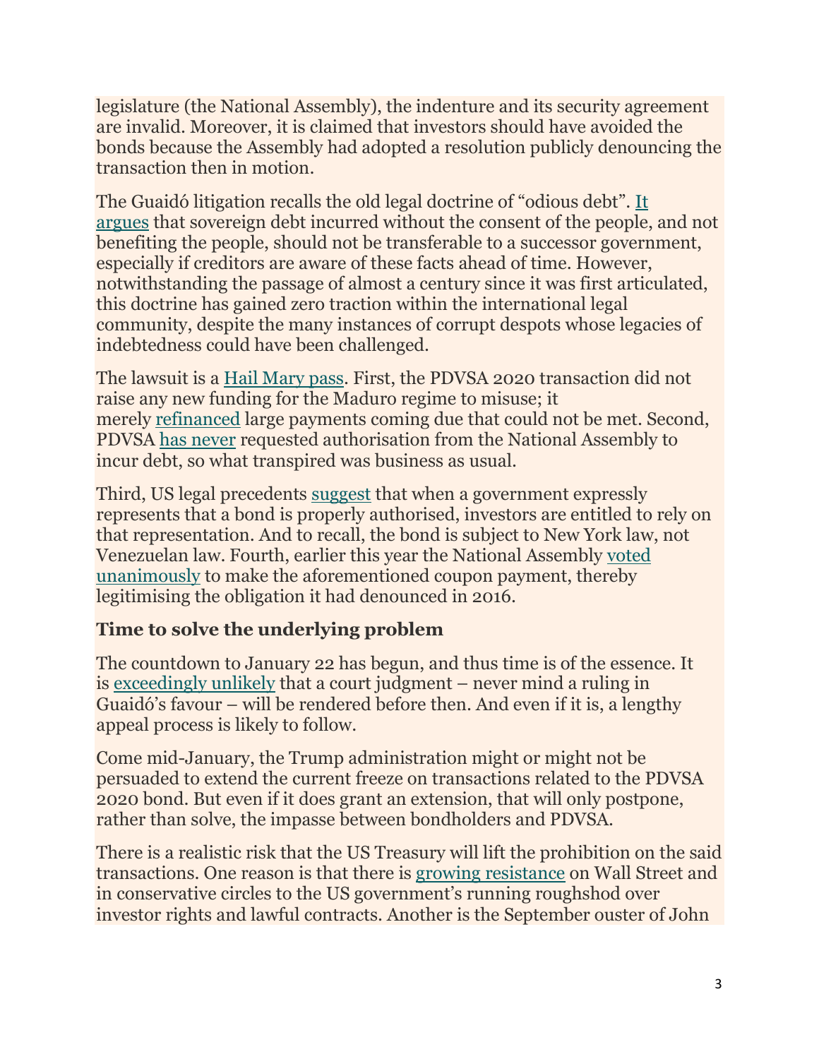legislature (the National Assembly), the indenture and its security agreement are invalid. Moreover, it is claimed that investors should have avoided the bonds because the Assembly had adopted a resolution publicly denouncing the transaction then in motion.

The Guaidó litigation recalls the old legal doctrine of "odious debt". It argues that sovereign debt incurred without the consent of the people, and not benefiting the people, should not be transferable to a successor government, especially if creditors are aware of these facts ahead of time. However, notwithstanding the passage of almost a century since it was first articulated, this doctrine has gained zero traction within the international legal community, despite the many instances of corrupt despots whose legacies of indebtedness could have been challenged.

The lawsuit is a Hail Mary pass. First, the PDVSA 2020 transaction did not raise any new funding for the Maduro regime to misuse; it merely refinanced large payments coming due that could not be met. Second, PDVSA has never requested authorisation from the National Assembly to incur debt, so what transpired was business as usual.

Third, US legal precedents suggest that when a government expressly represents that a bond is properly authorised, investors are entitled to rely on that representation. And to recall, the bond is subject to New York law, not Venezuelan law. Fourth, earlier this year the National Assembly voted unanimously to make the aforementioned coupon payment, thereby legitimising the obligation it had denounced in 2016.

## Time to solve the underlying problem

The countdown to January 22 has begun, and thus time is of the essence. It is exceedingly unlikely that a court judgment – never mind a ruling in Guaidó's favour – will be rendered before then. And even if it is, a lengthy appeal process is likely to follow.

Come mid-January, the Trump administration might or might not be persuaded to extend the current freeze on transactions related to the PDVSA 2020 bond. But even if it does grant an extension, that will only postpone, rather than solve, the impasse between bondholders and PDVSA.

There is a realistic risk that the US Treasury will lift the prohibition on the said transactions. One reason is that there is growing resistance on Wall Street and in conservative circles to the US government's running roughshod over investor rights and lawful contracts. Another is the September ouster of John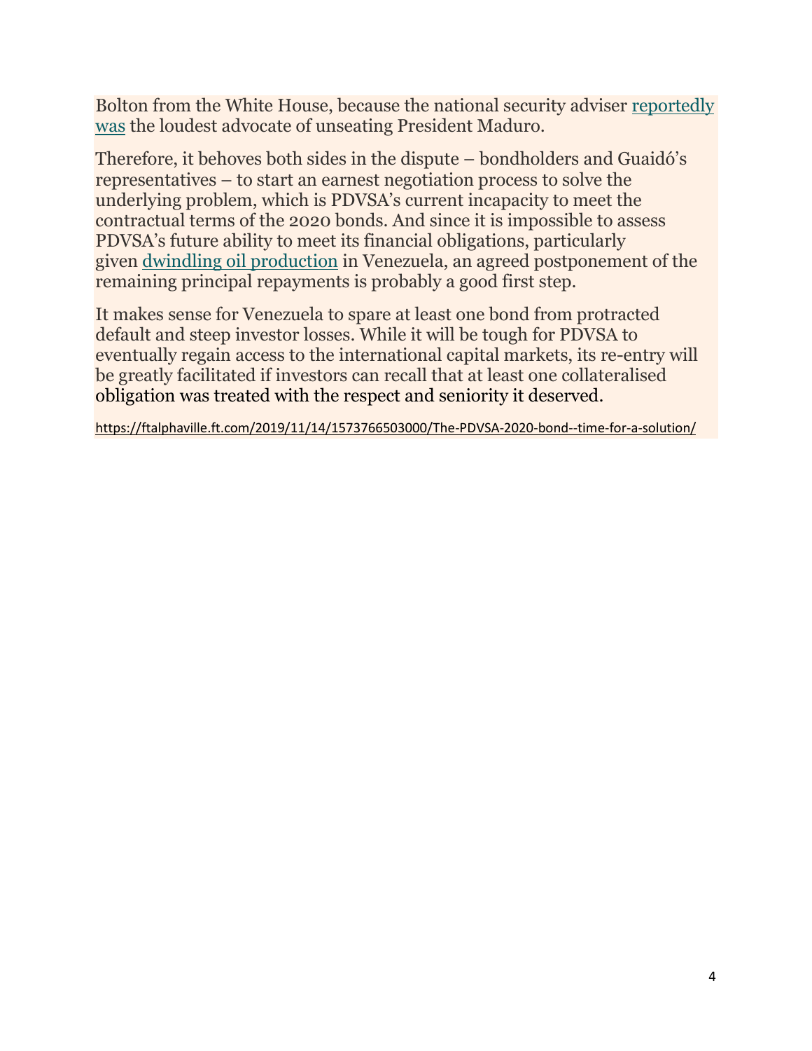Bolton from the White House, because the national security adviser reportedly was the loudest advocate of unseating President Maduro.

Therefore, it behoves both sides in the dispute – bondholders and Guaidó's representatives – to start an earnest negotiation process to solve the underlying problem, which is PDVSA's current incapacity to meet the contractual terms of the 2020 bonds. And since it is impossible to assess PDVSA's future ability to meet its financial obligations, particularly given dwindling oil production in Venezuela, an agreed postponement of the remaining principal repayments is probably a good first step.

It makes sense for Venezuela to spare at least one bond from protracted default and steep investor losses. While it will be tough for PDVSA to eventually regain access to the international capital markets, its re-entry will be greatly facilitated if investors can recall that at least one collateralised obligation was treated with the respect and seniority it deserved.

https://ftalphaville.ft.com/2019/11/14/1573766503000/The-PDVSA-2020-bond--time-for-a-solution/